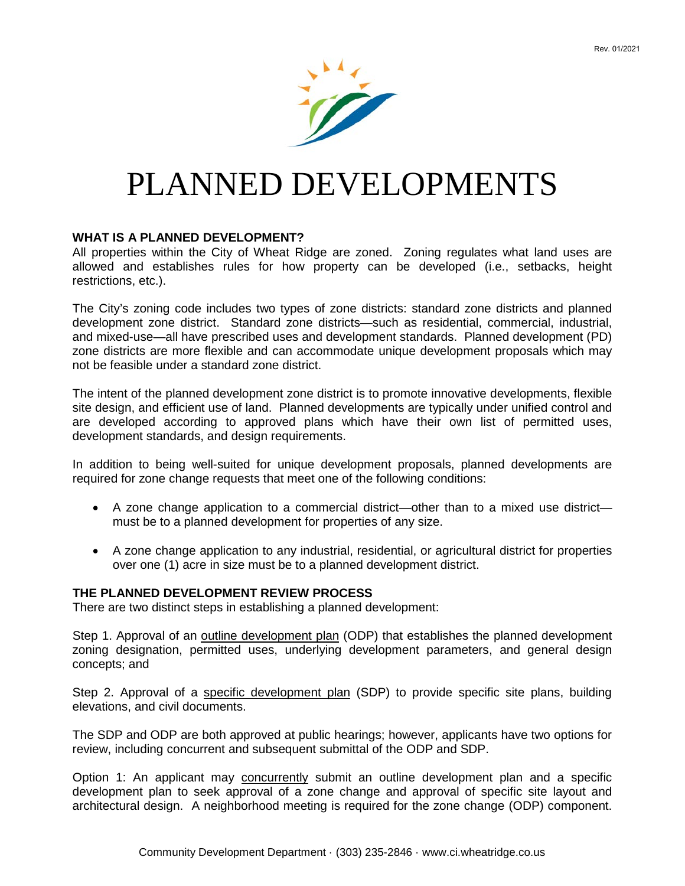# PLANNED DEVELOPMENTS

**WHAT IS A PLANNED DEVELOPMENT?**

All properties within the City of Wheat Ridge are zoned. Zoning regulates what land uses are allowed and establishes rules for how property can be developed (i.e., setbacks, height restrictions, etc.).

The City's zoning code includes two types of zone districts: standard zone districts and planned development zone district. Standard zone districts—such as residential, commercial, industrial, and mixed-use—all have prescribed uses and development standards. Planned development (PD) zone districts are more flexible and can accommodate unique development proposals which may not be feasible under a standard zone district.

The intent of the planned development zone district is to promote innovative developments, flexible site design, and efficient use of land. Planned developments are typically under unified control and are developed according to approved plans which have their own list of permitted uses, development standards, and design requirements.

In addition to being well-suited for unique development proposals, planned developments are required for zone change requests that meet one of the following conditions:

- A zone change application to a commercial district—other than to a mixed use district—must be to a planned development for properties of any size.
- A zone change application to any industrial, residential, or agricultural district for properties over one (1) acre in size must be to a planned development district.

**THE PLANNED DEVELOPMENT REVIEW PROCESS**

There are two distinct steps in establishing a planned development:

Step 1. Approval of an outline development plan (ODP) that establishes the planned development zoning designation, permitted uses, underlying development parameters, and general design concepts; and

Step 2. Approval of a specific development plan (SDP) to provide specific site plans, building elevations, and civil documents.

The SDP and ODP are both approved at public hearings; however, applicants have two options for review, including concurrent and subsequent submittal of the ODP and SDP.

Option 1: An applicant may concurrently submit an outline development plan and a specific development plan to seek approval of a zone change and approval of specific site layout and architectural design. A neighborhood meeting is required for the zone change (ODP) component.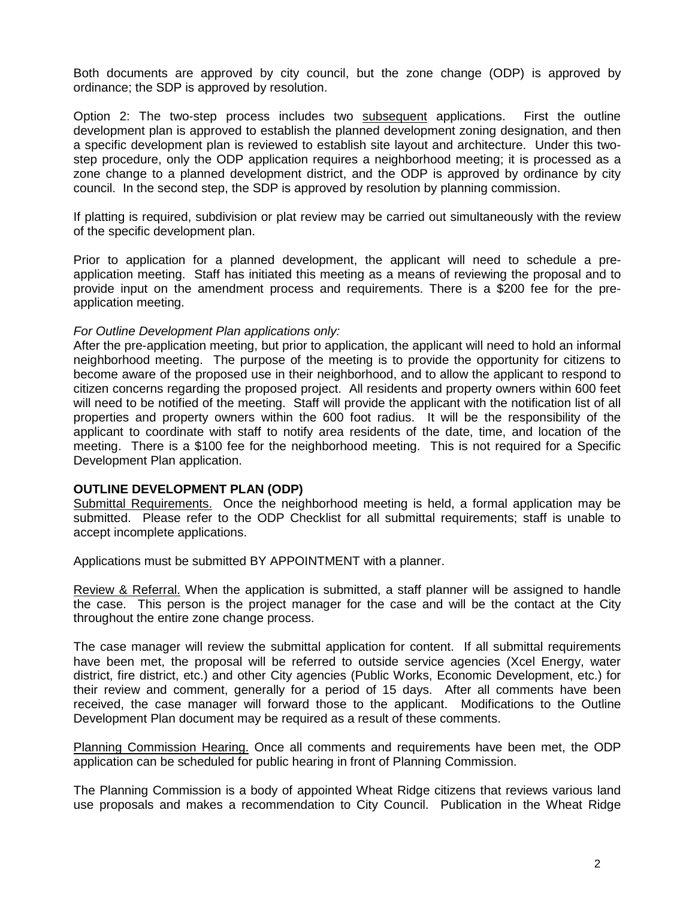Both documents are approved by city council, but the zone change (ODP) is approved by ordinance; the SDP is approved by resolution.

Option 2: The two-step process includes two <u>subsequent</u> applications. First the outline development plan is approved to establish the planned development zoning designation, and then a specific development plan is reviewed to establish site layout and architecture. Under this two-step procedure, only the ODP application requires a neighborhood meeting; it is processed as a zone change to a planned development district, and the ODP is approved by ordinance by city council. In the second step, the SDP is approved by resolution by planning commission.

If platting is required, subdivision or plat review may be carried out simultaneously with the review of the specific development plan.

Prior to application for a planned development, the applicant will need to schedule a pre-application meeting. Staff has initiated this meeting as a means of reviewing the proposal and to provide input on the amendment process and requirements. There is a $200 fee for the pre-application meeting.

*For Outline Development Plan applications only:*
After the pre-application meeting, but prior to application, the applicant will need to hold an informal neighborhood meeting. The purpose of the meeting is to provide the opportunity for citizens to become aware of the proposed use in their neighborhood, and to allow the applicant to respond to citizen concerns regarding the proposed project. All residents and property owners within 600 feet will need to be notified of the meeting. Staff will provide the applicant with the notification list of all properties and property owners within the 600 foot radius. It will be the responsibility of the applicant to coordinate with staff to notify area residents of the date, time, and location of the meeting. There is a $100 fee for the neighborhood meeting. This is not required for a Specific Development Plan application.

**OUTLINE DEVELOPMENT PLAN (ODP)**
<u>Submittal Requirements.</u> Once the neighborhood meeting is held, a formal application may be submitted. Please refer to the ODP Checklist for all submittal requirements; staff is unable to accept incomplete applications.

Applications must be submitted BY APPOINTMENT with a planner.

<u>Review & Referral.</u> When the application is submitted, a staff planner will be assigned to handle the case. This person is the project manager for the case and will be the contact at the City throughout the entire zone change process.

The case manager will review the submittal application for content. If all submittal requirements have been met, the proposal will be referred to outside service agencies (Xcel Energy, water district, fire district, etc.) and other City agencies (Public Works, Economic Development, etc.) for their review and comment, generally for a period of 15 days. After all comments have been received, the case manager will forward those to the applicant. Modifications to the Outline Development Plan document may be required as a result of these comments.

<u>Planning Commission Hearing.</u> Once all comments and requirements have been met, the ODP application can be scheduled for public hearing in front of Planning Commission.

The Planning Commission is a body of appointed Wheat Ridge citizens that reviews various land use proposals and makes a recommendation to City Council. Publication in the Wheat Ridge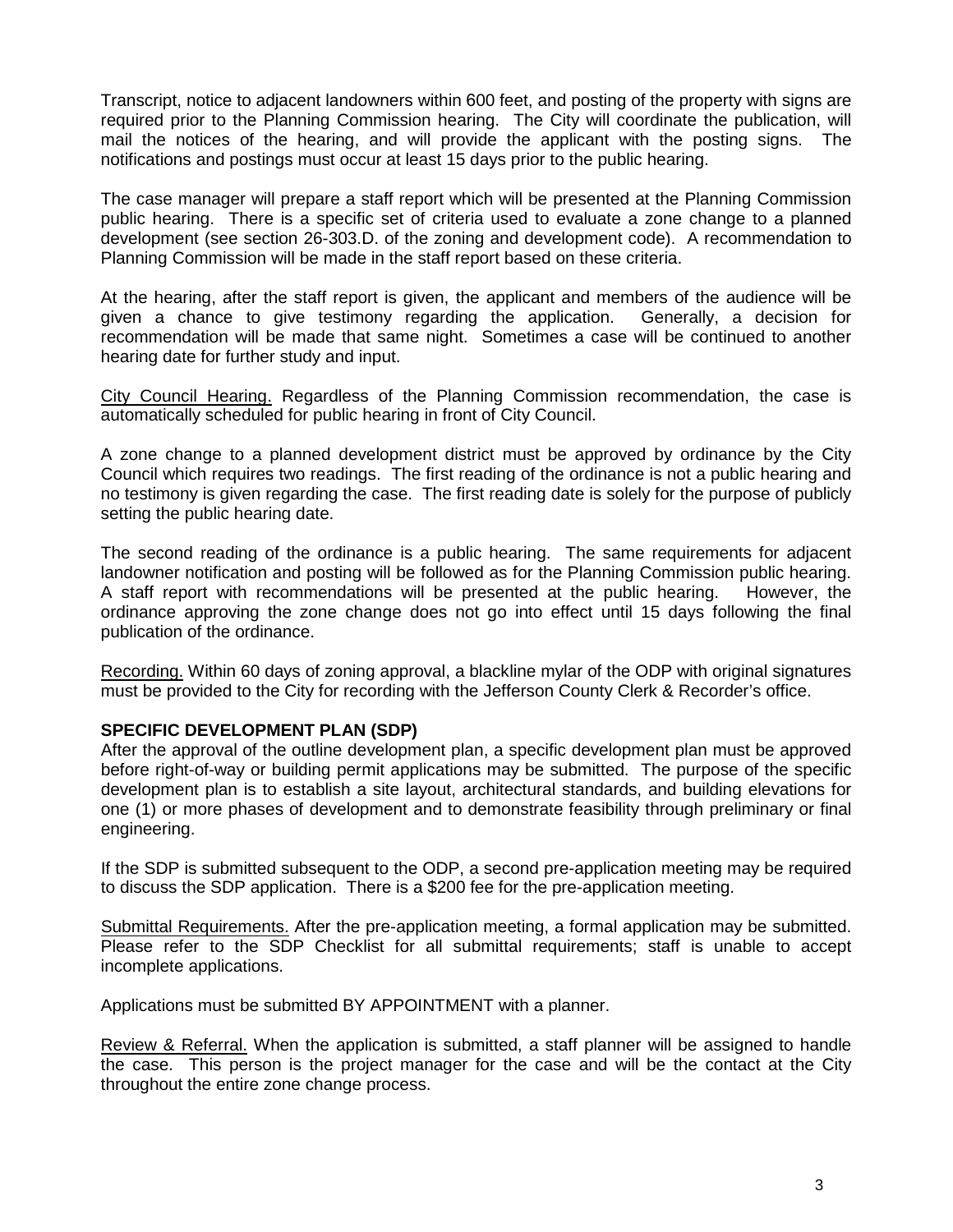Transcript, notice to adjacent landowners within 600 feet, and posting of the property with signs are required prior to the Planning Commission hearing. The City will coordinate the publication, will mail the notices of the hearing, and will provide the applicant with the posting signs. The notifications and postings must occur at least 15 days prior to the public hearing.

The case manager will prepare a staff report which will be presented at the Planning Commission public hearing. There is a specific set of criteria used to evaluate a zone change to a planned development (see section 26-303.D. of the zoning and development code). A recommendation to Planning Commission will be made in the staff report based on these criteria.

At the hearing, after the staff report is given, the applicant and members of the audience will be given a chance to give testimony regarding the application. Generally, a decision for recommendation will be made that same night. Sometimes a case will be continued to another hearing date for further study and input.

<u>City Council Hearing.</u> Regardless of the Planning Commission recommendation, the case is automatically scheduled for public hearing in front of City Council.

A zone change to a planned development district must be approved by ordinance by the City Council which requires two readings. The first reading of the ordinance is not a public hearing and no testimony is given regarding the case. The first reading date is solely for the purpose of publicly setting the public hearing date.

The second reading of the ordinance is a public hearing. The same requirements for adjacent landowner notification and posting will be followed as for the Planning Commission public hearing. A staff report with recommendations will be presented at the public hearing. However, the ordinance approving the zone change does not go into effect until 15 days following the final publication of the ordinance.

<u>Recording.</u> Within 60 days of zoning approval, a blackline mylar of the ODP with original signatures must be provided to the City for recording with the Jefferson County Clerk & Recorder's office.

**SPECIFIC DEVELOPMENT PLAN (SDP)**

After the approval of the outline development plan, a specific development plan must be approved before right-of-way or building permit applications may be submitted. The purpose of the specific development plan is to establish a site layout, architectural standards, and building elevations for one (1) or more phases of development and to demonstrate feasibility through preliminary or final engineering.

If the SDP is submitted subsequent to the ODP, a second pre-application meeting may be required to discuss the SDP application. There is a $200 fee for the pre-application meeting.

<u>Submittal Requirements.</u> After the pre-application meeting, a formal application may be submitted. Please refer to the SDP Checklist for all submittal requirements; staff is unable to accept incomplete applications.

Applications must be submitted BY APPOINTMENT with a planner.

<u>Review & Referral.</u> When the application is submitted, a staff planner will be assigned to handle the case. This person is the project manager for the case and will be the contact at the City throughout the entire zone change process.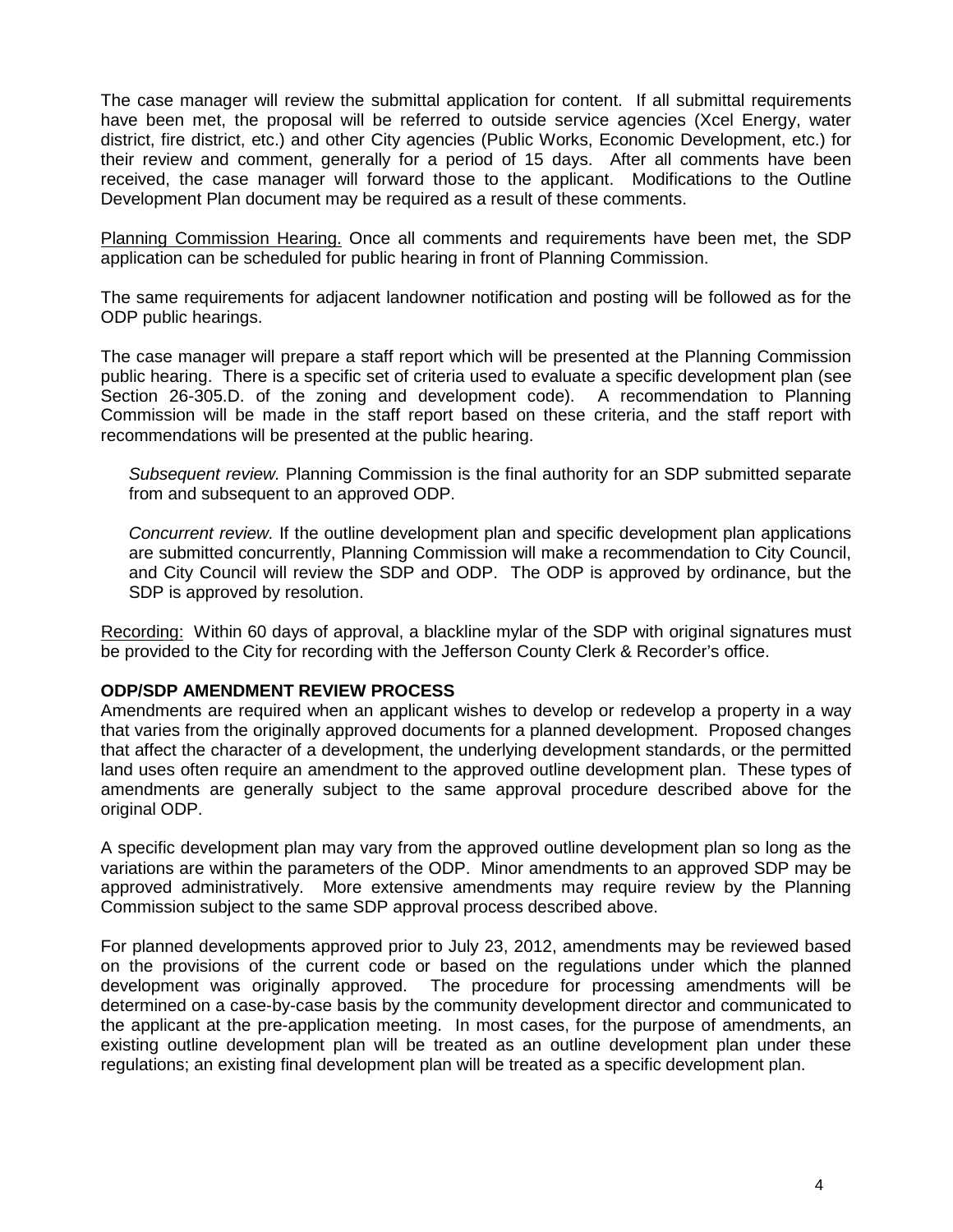The case manager will review the submittal application for content. If all submittal requirements have been met, the proposal will be referred to outside service agencies (Xcel Energy, water district, fire district, etc.) and other City agencies (Public Works, Economic Development, etc.) for their review and comment, generally for a period of 15 days. After all comments have been received, the case manager will forward those to the applicant. Modifications to the Outline Development Plan document may be required as a result of these comments.

<u>Planning Commission Hearing.</u> Once all comments and requirements have been met, the SDP application can be scheduled for public hearing in front of Planning Commission.

The same requirements for adjacent landowner notification and posting will be followed as for the ODP public hearings.

The case manager will prepare a staff report which will be presented at the Planning Commission public hearing. There is a specific set of criteria used to evaluate a specific development plan (see Section 26-305.D. of the zoning and development code). A recommendation to Planning Commission will be made in the staff report based on these criteria, and the staff report with recommendations will be presented at the public hearing.

> *Subsequent review.* Planning Commission is the final authority for an SDP submitted separate from and subsequent to an approved ODP.
>
> *Concurrent review.* If the outline development plan and specific development plan applications are submitted concurrently, Planning Commission will make a recommendation to City Council, and City Council will review the SDP and ODP. The ODP is approved by ordinance, but the SDP is approved by resolution.

<u>Recording:</u> Within 60 days of approval, a blackline mylar of the SDP with original signatures must be provided to the City for recording with the Jefferson County Clerk & Recorder's office.

**ODP/SDP AMENDMENT REVIEW PROCESS**

Amendments are required when an applicant wishes to develop or redevelop a property in a way that varies from the originally approved documents for a planned development. Proposed changes that affect the character of a development, the underlying development standards, or the permitted land uses often require an amendment to the approved outline development plan. These types of amendments are generally subject to the same approval procedure described above for the original ODP.

A specific development plan may vary from the approved outline development plan so long as the variations are within the parameters of the ODP. Minor amendments to an approved SDP may be approved administratively. More extensive amendments may require review by the Planning Commission subject to the same SDP approval process described above.

For planned developments approved prior to July 23, 2012, amendments may be reviewed based on the provisions of the current code or based on the regulations under which the planned development was originally approved. The procedure for processing amendments will be determined on a case-by-case basis by the community development director and communicated to the applicant at the pre-application meeting. In most cases, for the purpose of amendments, an existing outline development plan will be treated as an outline development plan under these regulations; an existing final development plan will be treated as a specific development plan.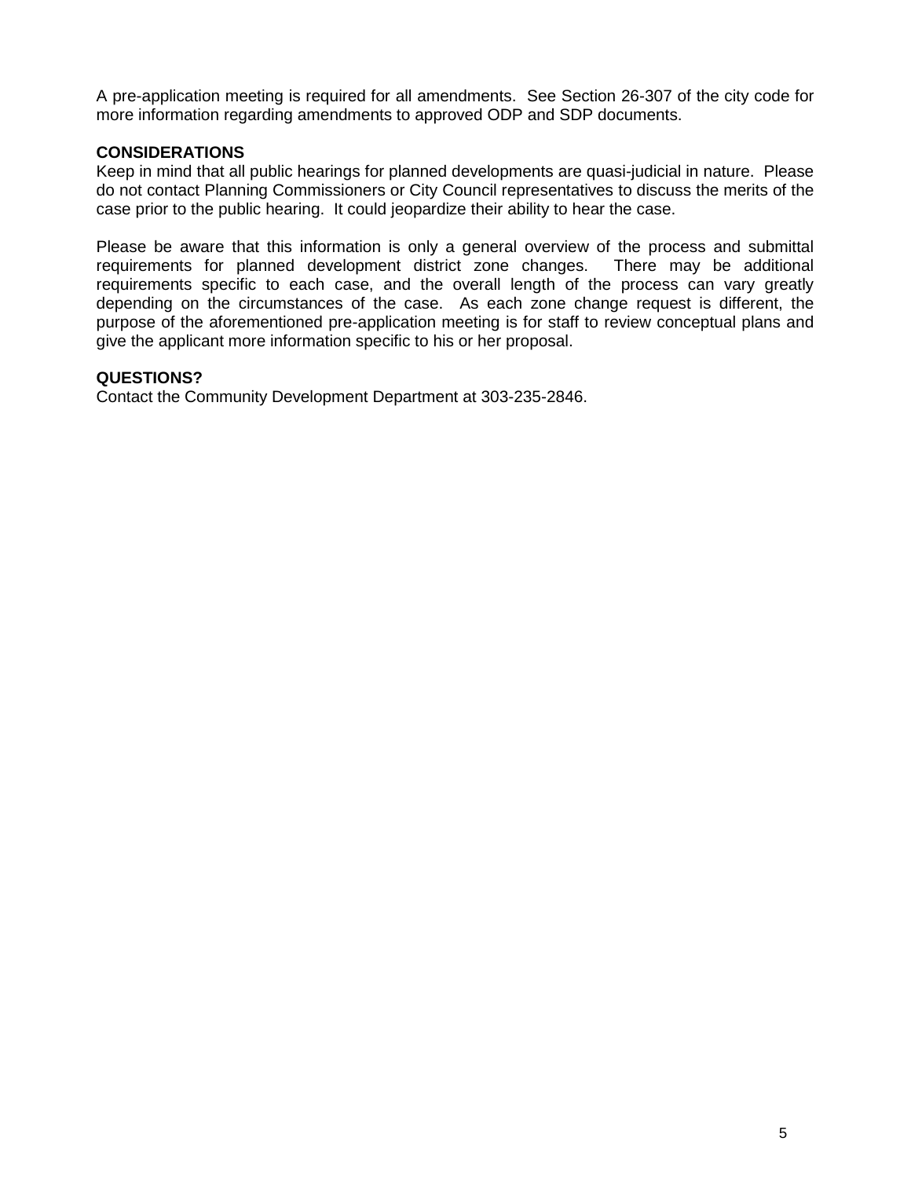A pre-application meeting is required for all amendments. See Section 26-307 of the city code for more information regarding amendments to approved ODP and SDP documents.

**CONSIDERATIONS**

Keep in mind that all public hearings for planned developments are quasi-judicial in nature. Please do not contact Planning Commissioners or City Council representatives to discuss the merits of the case prior to the public hearing. It could jeopardize their ability to hear the case.

Please be aware that this information is only a general overview of the process and submittal requirements for planned development district zone changes. There may be additional requirements specific to each case, and the overall length of the process can vary greatly depending on the circumstances of the case. As each zone change request is different, the purpose of the aforementioned pre-application meeting is for staff to review conceptual plans and give the applicant more information specific to his or her proposal.

**QUESTIONS?**

Contact the Community Development Department at 303-235-2846.